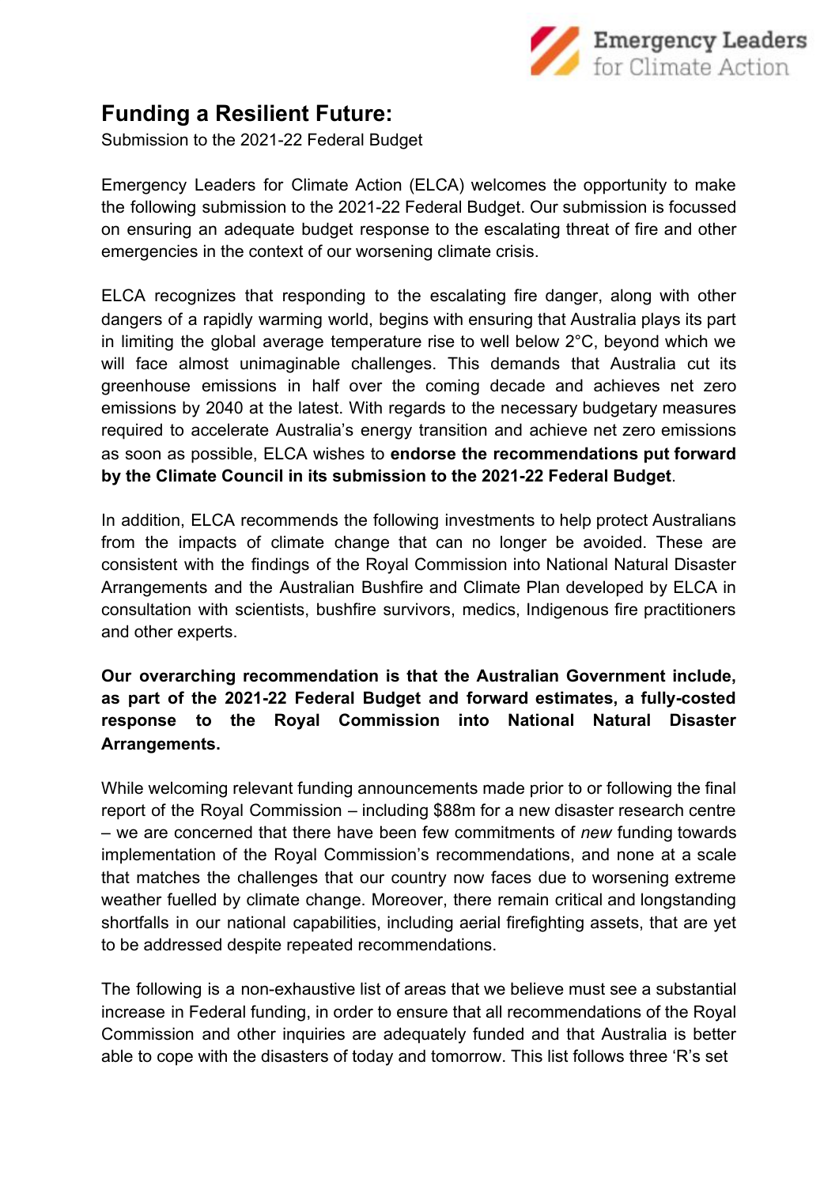# Funding a Resilient Future:

Submission to the 2021-22 Federal Budget

Emergency Leaders for Climate Action (ELCA) welcomes the opportunity to make the following submission to the 2021-22 Federal Budget. Our submission is focussed on ensuring an adequate budget response to the escalating threat of fire and other emergencies in the context of our worsening climate crisis.

ELCA recognizes that responding to the escalating fire danger, along with other dangers of a rapidly warming world, begins with ensuring that Australia plays its part in limiting the global average temperature rise to well below 2°C, beyond which we will face almost unimaginable challenges. This demands that Australia cut its greenhouse emissions in half over the coming decade and achieves net zero emissions by 2040 at the latest. With regards to the necessary budgetary measures required to accelerate Australia's energy transition and achieve net zero emissions as soon as possible, ELCA wishes to **endorse the recommendations put forward by the Climate Council in its submission to the 2021-22 Federal Budget**.

In addition, ELCA recommends the following investments to help protect Australians from the impacts of climate change that can no longer be avoided. These are consistent with the findings of the Royal Commission into National Natural Disaster Arrangements and the Australian Bushfire and Climate Plan developed by ELCA in consultation with scientists, bushfire survivors, medics, Indigenous fire practitioners and other experts.

**Our overarching recommendation is that the Australian Government include, as part of the 2021-22 Federal Budget and forward estimates, a fully-costed response to the Royal Commission into National Natural Disaster Arrangements.**

While welcoming relevant funding announcements made prior to or following the final report of the Royal Commission – including $88m for a new disaster research centre – we are concerned that there have been few commitments of *new* funding towards implementation of the Royal Commission's recommendations, and none at a scale that matches the challenges that our country now faces due to worsening extreme weather fuelled by climate change. Moreover, there remain critical and longstanding shortfalls in our national capabilities, including aerial firefighting assets, that are yet to be addressed despite repeated recommendations.

The following is a non-exhaustive list of areas that we believe must see a substantial increase in Federal funding, in order to ensure that all recommendations of the Royal Commission and other inquiries are adequately funded and that Australia is better able to cope with the disasters of today and tomorrow. This list follows three 'R's set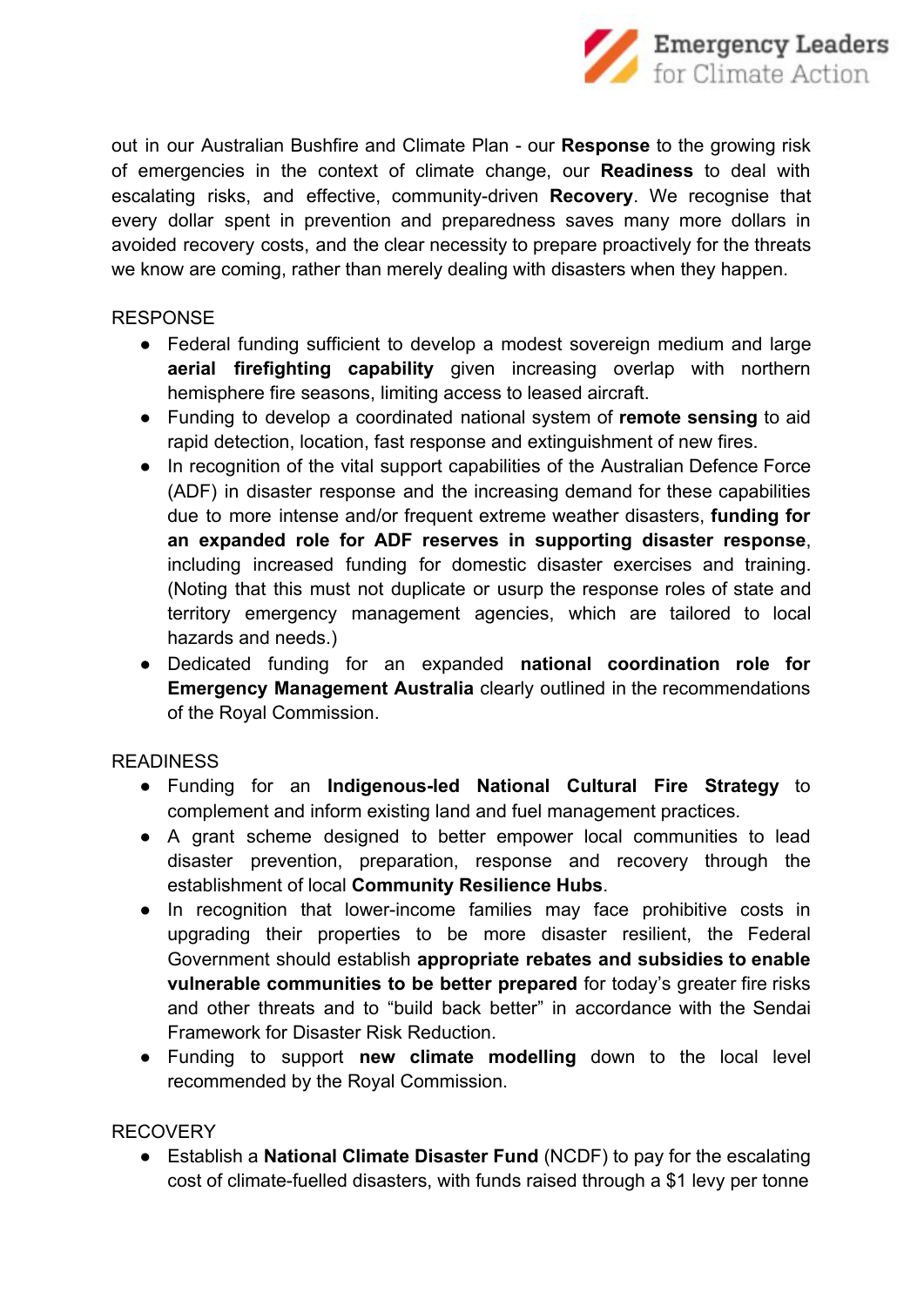out in our Australian Bushfire and Climate Plan - our **Response** to the growing risk of emergencies in the context of climate change, our **Readiness** to deal with escalating risks, and effective, community-driven **Recovery**. We recognise that every dollar spent in prevention and preparedness saves many more dollars in avoided recovery costs, and the clear necessity to prepare proactively for the threats we know are coming, rather than merely dealing with disasters when they happen.

RESPONSE

- Federal funding sufficient to develop a modest sovereign medium and large **aerial firefighting capability** given increasing overlap with northern hemisphere fire seasons, limiting access to leased aircraft.
- Funding to develop a coordinated national system of **remote sensing** to aid rapid detection, location, fast response and extinguishment of new fires.
- In recognition of the vital support capabilities of the Australian Defence Force (ADF) in disaster response and the increasing demand for these capabilities due to more intense and/or frequent extreme weather disasters, **funding for an expanded role for ADF reserves in supporting disaster response**, including increased funding for domestic disaster exercises and training. (Noting that this must not duplicate or usurp the response roles of state and territory emergency management agencies, which are tailored to local hazards and needs.)
- Dedicated funding for an expanded **national coordination role for Emergency Management Australia** clearly outlined in the recommendations of the Royal Commission.

READINESS

- Funding for an **Indigenous-led National Cultural Fire Strategy** to complement and inform existing land and fuel management practices.
- A grant scheme designed to better empower local communities to lead disaster prevention, preparation, response and recovery through the establishment of local **Community Resilience Hubs**.
- In recognition that lower-income families may face prohibitive costs in upgrading their properties to be more disaster resilient, the Federal Government should establish **appropriate rebates and subsidies to enable vulnerable communities to be better prepared** for today's greater fire risks and other threats and to "build back better" in accordance with the Sendai Framework for Disaster Risk Reduction.
- Funding to support **new climate modelling** down to the local level recommended by the Royal Commission.

RECOVERY

- Establish a **National Climate Disaster Fund** (NCDF) to pay for the escalating cost of climate-fuelled disasters, with funds raised through a $1 levy per tonne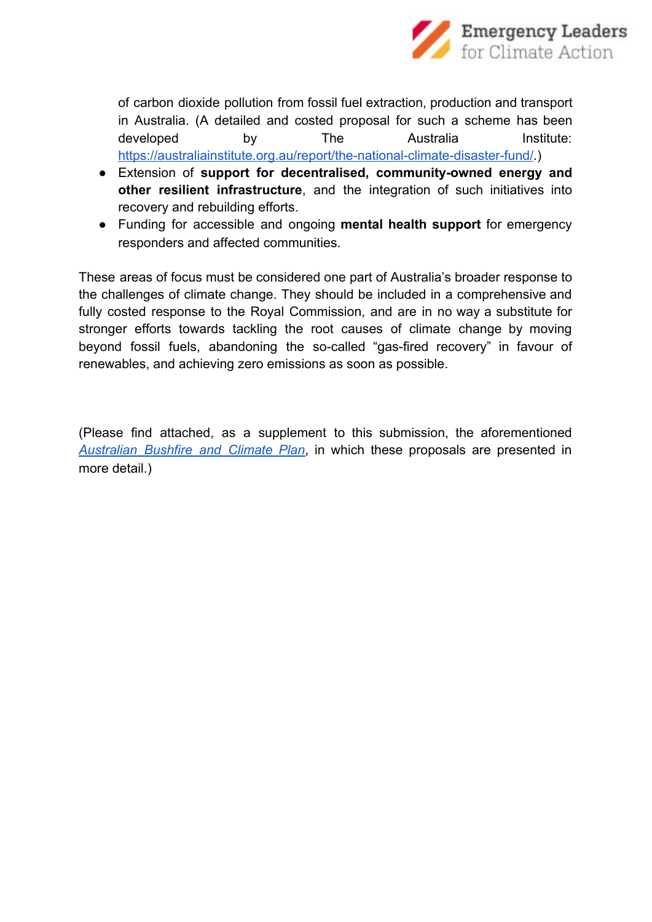of carbon dioxide pollution from fossil fuel extraction, production and transport in Australia. (A detailed and costed proposal for such a scheme has been developed by The Australia Institute: [https://australiainstitute.org.au/report/the-national-climate-disaster-fund/](https://australiainstitute.org.au/report/the-national-climate-disaster-fund/).)

- Extension of **support for decentralised, community-owned energy and other resilient infrastructure**, and the integration of such initiatives into recovery and rebuilding efforts.
- Funding for accessible and ongoing **mental health support** for emergency responders and affected communities.

These areas of focus must be considered one part of Australia's broader response to the challenges of climate change. They should be included in a comprehensive and fully costed response to the Royal Commission, and are in no way a substitute for stronger efforts towards tackling the root causes of climate change by moving beyond fossil fuels, abandoning the so-called "gas-fired recovery" in favour of renewables, and achieving zero emissions as soon as possible.

(Please find attached, as a supplement to this submission, the aforementioned *Australian Bushfire and Climate Plan*, in which these proposals are presented in more detail.)